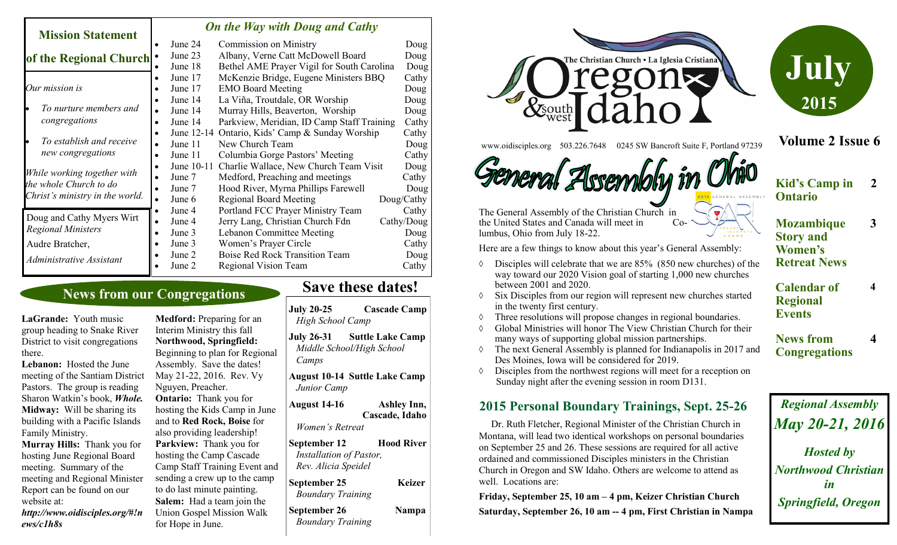## Mission Statement of the Regional Church

*Our mission is*

- *To nurture members and congregations*
- *To establish and receive new congregations*

*While working together with the whole Church to do Christ's ministry in the world.*

Doug and Cathy Myers Wirt
*Regional Ministers*

Audre Bratcher,
*Administrative Assistant*

## *On the Way with Doug and Cathy*

- June 24 Commission on Ministry — Doug
- June 23 Albany, Verne Catt McDowell Board — Doug
- June 18 Bethel AME Prayer Vigil for South Carolina — Doug
- June 17 McKenzie Bridge, Eugene Ministers BBQ — Cathy
- June 17 EMO Board Meeting — Doug
- June 14 La Viña, Troutdale, OR Worship — Doug
- June 14 Murray Hills, Beaverton, Worship — Doug
- June 14 Parkview, Meridian, ID Camp Staff Training — Cathy
- June 12-14 Ontario, Kids' Camp & Sunday Worship — Cathy
- June 11 New Church Team — Doug
- June 11 Columbia Gorge Pastors' Meeting — Cathy
- June 10-11 Charlie Wallace, New Church Team Visit — Doug
- June 7 Medford, Preaching and meetings — Cathy
- June 7 Hood River, Myrna Phillips Farewell — Doug
- June 6 Regional Board Meeting — Doug/Cathy
- June 4 Portland FCC Prayer Ministry Team — Cathy
- June 4 Jerry Lang, Christian Church Fdn — Cathy/Doug
- June 3 Lebanon Committee Meeting — Doug
- June 3 Women's Prayer Circle — Cathy
- June 2 Boise Red Rock Transition Team — Doug
- June 2 Regional Vision Team — Cathy

## News from our Congregations

**LaGrande:** Youth music group heading to Snake River District to visit congregations there.

**Lebanon:** Hosted the June meeting of the Santiam District Pastors. The group is reading Sharon Watkin's book, ***Whole.***

**Midway:** Will be sharing its building with a Pacific Islands Family Ministry.

**Murray Hills:** Thank you for hosting June Regional Board meeting. Summary of the meeting and Regional Minister Report can be found on our website at: ***http://www.oidisciples.org/#!news/c1h8s***

**Medford:** Preparing for an Interim Ministry this fall

**Northwood, Springfield:** Beginning to plan for Regional Assembly. Save the dates! May 21-22, 2016. Rev. Vy Nguyen, Preacher.

**Ontario:** Thank you for hosting the Kids Camp in June and to **Red Rock, Boise** for also providing leadership!

**Parkview:** Thank you for hosting the Camp Cascade Camp Staff Training Event and sending a crew up to the camp to do last minute painting.

**Salem:** Had a team join the Union Gospel Mission Walk for Hope in June.

## Save these dates!

**July 20-25** — **Cascade Camp**
*High School Camp*

**July 26-31** — **Suttle Lake Camp**
*Middle School/High School Camps*

**August 10-14** — **Suttle Lake Camp**
*Junior Camp*

**August 14-16** — **Ashley Inn, Cascade, Idaho**
*Women's Retreat*

**September 12** — **Hood River**
*Installation of Pastor, Rev. Alicia Speidel*

**September 25** — **Keizer**
*Boundary Training*

**September 26** — **Nampa**
*Boundary Training*

# Oregon & southwest Idaho

The Christian Church • La Iglesia Cristiana

www.oidisciples.org 503.226.7648 0245 SW Bancroft Suite F, Portland 97239

**July 2015**

**Volume 2 Issue 6**

| | |
|---|---|
| **Kid's Camp in Ontario** | **2** |
| **Mozambique Story and Women's Retreat News** | **3** |
| **Calendar of Regional Events** | **4** |
| **News from Congregations** | **4** |

## General Assembly in Ohio

The General Assembly of the Christian Church in the United States and Canada will meet in Columbus, Ohio from July 18-22.

Here are a few things to know about this year's General Assembly:

- Disciples will celebrate that we are 85% (850 new churches) of the way toward our 2020 Vision goal of starting 1,000 new churches between 2001 and 2020.
- Six Disciples from our region will represent new churches started in the twenty first century.
- Three resolutions will propose changes in regional boundaries.
- Global Ministries will honor The View Christian Church for their many ways of supporting global mission partnerships.
- The next General Assembly is planned for Indianapolis in 2017 and Des Moines, Iowa will be considered for 2019.
- Disciples from the northwest regions will meet for a reception on Sunday night after the evening session in room D131.

## 2015 Personal Boundary Trainings, Sept. 25-26

Dr. Ruth Fletcher, Regional Minister of the Christian Church in Montana, will lead two identical workshops on personal boundaries on September 25 and 26. These sessions are required for all active ordained and commissioned Disciples ministers in the Christian Church in Oregon and SW Idaho. Others are welcome to attend as well. Locations are:

**Friday, September 25, 10 am – 4 pm, Keizer Christian Church**

**Saturday, September 26, 10 am -- 4 pm, First Christian in Nampa**

***Regional Assembly***
***May 20-21, 2016***

***Hosted by Northwood Christian in Springfield, Oregon***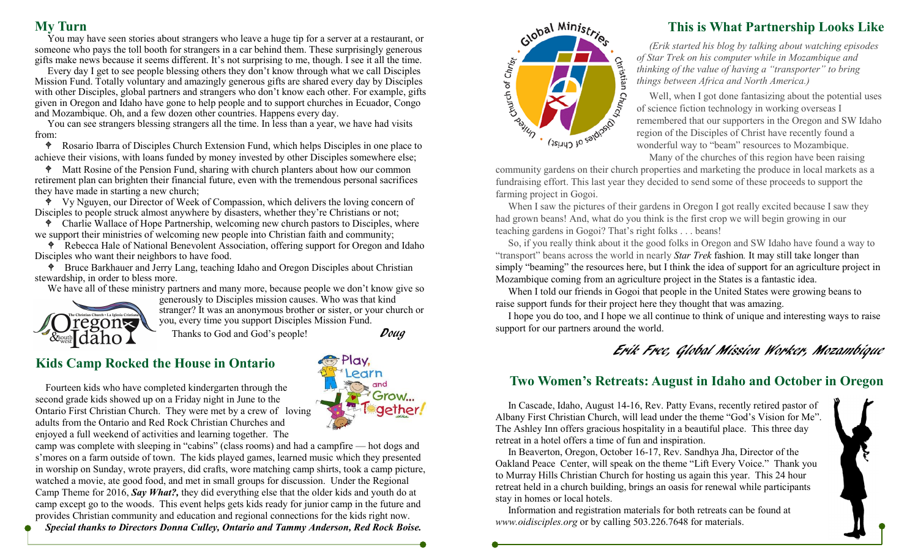## My Turn

You may have seen stories about strangers who leave a huge tip for a server at a restaurant, or someone who pays the toll booth for strangers in a car behind them. These surprisingly generous gifts make news because it seems different. It's not surprising to me, though. I see it all the time.

Every day I get to see people blessing others they don't know through what we call Disciples Mission Fund. Totally voluntary and amazingly generous gifts are shared every day by Disciples with other Disciples, global partners and strangers who don't know each other. For example, gifts given in Oregon and Idaho have gone to help people and to support churches in Ecuador, Congo and Mozambique. Oh, and a few dozen other countries. Happens every day.

You can see strangers blessing strangers all the time. In less than a year, we have had visits from:

- Rosario Ibarra of Disciples Church Extension Fund, which helps Disciples in one place to achieve their visions, with loans funded by money invested by other Disciples somewhere else;
- Matt Rosine of the Pension Fund, sharing with church planters about how our common retirement plan can brighten their financial future, even with the tremendous personal sacrifices they have made in starting a new church;
- Vy Nguyen, our Director of Week of Compassion, which delivers the loving concern of Disciples to people struck almost anywhere by disasters, whether they're Christians or not;
- Charlie Wallace of Hope Partnership, welcoming new church pastors to Disciples, where we support their ministries of welcoming new people into Christian faith and community;
- Rebecca Hale of National Benevolent Association, offering support for Oregon and Idaho Disciples who want their neighbors to have food.
- Bruce Barkhauer and Jerry Lang, teaching Idaho and Oregon Disciples about Christian stewardship, in order to bless more.

We have all of these ministry partners and many more, because people we don't know give so generously to Disciples mission causes. Who was that kind stranger? It was an anonymous brother or sister, or your church or you, every time you support Disciples Mission Fund.

Thanks to God and God's people! *Doug*

## Kids Camp Rocked the House in Ontario

Fourteen kids who have completed kindergarten through the second grade kids showed up on a Friday night in June to the Ontario First Christian Church. They were met by a crew of loving adults from the Ontario and Red Rock Christian Churches and enjoyed a full weekend of activities and learning together. The camp was complete with sleeping in "cabins" (class rooms) and had a campfire — hot dogs and s'mores on a farm outside of town. The kids played games, learned music which they presented in worship on Sunday, wrote prayers, did crafts, wore matching camp shirts, took a camp picture, watched a movie, ate good food, and met in small groups for discussion. Under the Regional Camp Theme for 2016, ***Say What?***, they did everything else that the older kids and youth do at camp except go to the woods. This event helps gets kids ready for junior camp in the future and provides Christian community and education and regional connections for the kids right now.

***Special thanks to Directors Donna Culley, Ontario and Tammy Anderson, Red Rock Boise.***

## This is What Partnership Looks Like

*(Erik started his blog by talking about watching episodes of Star Trek on his computer while in Mozambique and thinking of the value of having a "transporter" to bring things between Africa and North America.)*

Well, when I got done fantasizing about the potential uses of science fiction technology in working overseas I remembered that our supporters in the Oregon and SW Idaho region of the Disciples of Christ have recently found a wonderful way to "beam" resources to Mozambique.

Many of the churches of this region have been raising community gardens on their church properties and marketing the produce in local markets as a fundraising effort. This last year they decided to send some of these proceeds to support the farming project in Gogoi.

When I saw the pictures of their gardens in Oregon I got really excited because I saw they had grown beans! And, what do you think is the first crop we will begin growing in our teaching gardens in Gogoi? That's right folks . . . beans!

So, if you really think about it the good folks in Oregon and SW Idaho have found a way to "transport" beans across the world in nearly *Star Trek* fashion. It may still take longer than simply "beaming" the resources here, but I think the idea of support for an agriculture project in Mozambique coming from an agriculture project in the States is a fantastic idea.

When I told our friends in Gogoi that people in the United States were growing beans to raise support funds for their project here they thought that was amazing.

I hope you do too, and I hope we all continue to think of unique and interesting ways to raise support for our partners around the world.

*Erik Free, Global Mission Worker, Mozambique*

## Two Women's Retreats: August in Idaho and October in Oregon

In Cascade, Idaho, August 14-16, Rev. Patty Evans, recently retired pastor of Albany First Christian Church, will lead under the theme "God's Vision for Me". The Ashley Inn offers gracious hospitality in a beautiful place. This three day retreat in a hotel offers a time of fun and inspiration.

In Beaverton, Oregon, October 16-17, Rev. Sandhya Jha, Director of the Oakland Peace Center, will speak on the theme "Lift Every Voice." Thank you to Murray Hills Christian Church for hosting us again this year. This 24 hour retreat held in a church building, brings an oasis for renewal while participants stay in homes or local hotels.

Information and registration materials for both retreats can be found at *www.oidisciples.org* or by calling 503.226.7648 for materials.